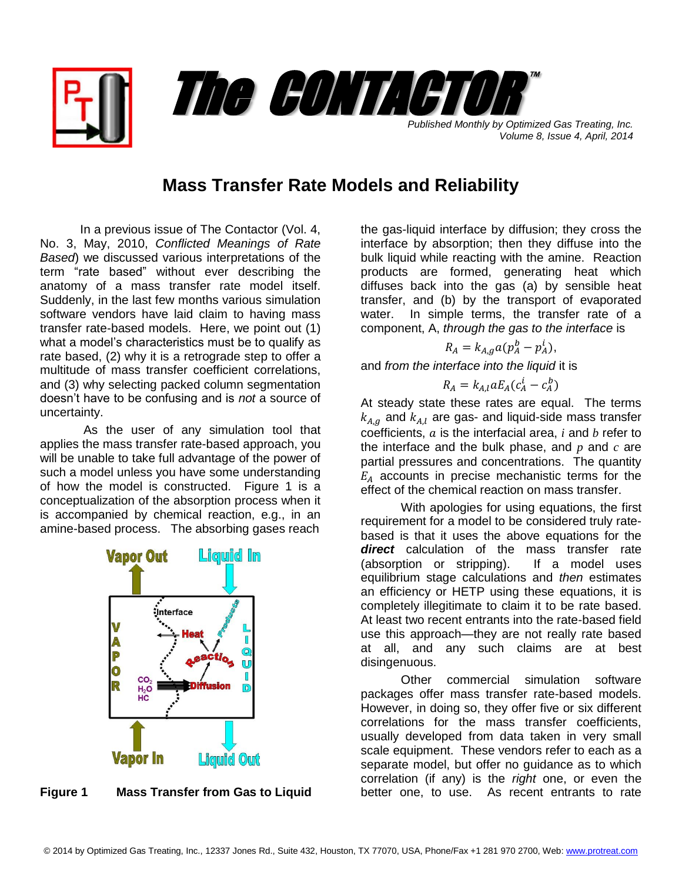# The CONTACTOR™

*Published Monthly by Optimized Gas Treating, Inc.*
*Volume 8, Issue 4, April, 2014*

## Mass Transfer Rate Models and Reliability

In a previous issue of The Contactor (Vol. 4, No. 3, May, 2010, *Conflicted Meanings of Rate Based*) we discussed various interpretations of the term "rate based" without ever describing the anatomy of a mass transfer rate model itself. Suddenly, in the last few months various simulation software vendors have laid claim to having mass transfer rate-based models. Here, we point out (1) what a model's characteristics must be to qualify as rate based, (2) why it is a retrograde step to offer a multitude of mass transfer coefficient correlations, and (3) why selecting packed column segmentation doesn't have to be confusing and is *not* a source of uncertainty.

As the user of any simulation tool that applies the mass transfer rate-based approach, you will be unable to take full advantage of the power of such a model unless you have some understanding of how the model is constructed. Figure 1 is a conceptualization of the absorption process when it is accompanied by chemical reaction, e.g., in an amine-based process. The absorbing gases reach the gas-liquid interface by diffusion; they cross the interface by absorption; then they diffuse into the bulk liquid while reacting with the amine. Reaction products are formed, generating heat which diffuses back into the gas (a) by sensible heat transfer, and (b) by the transport of evaporated water. In simple terms, the transfer rate of a component, A, *through the gas to the interface* is

$$R_A = k_{A,g} a (p_A^b - p_A^i),$$

and *from the interface into the liquid* it is

$$R_A = k_{A,l} a E_A (c_A^i - c_A^b)$$

At steady state these rates are equal. The terms $k_{A,g}$ and $k_{A,l}$ are gas- and liquid-side mass transfer coefficients, $a$ is the interfacial area, $i$ and $b$ refer to the interface and the bulk phase, and $p$ and $c$ are partial pressures and concentrations. The quantity $E_A$ accounts in precise mechanistic terms for the effect of the chemical reaction on mass transfer.

**Figure 1 Mass Transfer from Gas to Liquid**

With apologies for using equations, the first requirement for a model to be considered truly rate-based is that it uses the above equations for the ***direct*** calculation of the mass transfer rate (absorption or stripping). If a model uses equilibrium stage calculations and *then* estimates an efficiency or HETP using these equations, it is completely illegitimate to claim it to be rate based. At least two recent entrants into the rate-based field use this approach—they are not really rate based at all, and any such claims are at best disingenuous.

Other commercial simulation software packages offer mass transfer rate-based models. However, in doing so, they offer five or six different correlations for the mass transfer coefficients, usually developed from data taken in very small scale equipment. These vendors refer to each as a separate model, but offer no guidance as to which correlation (if any) is the *right* one, or even the better one, to use. As recent entrants to rate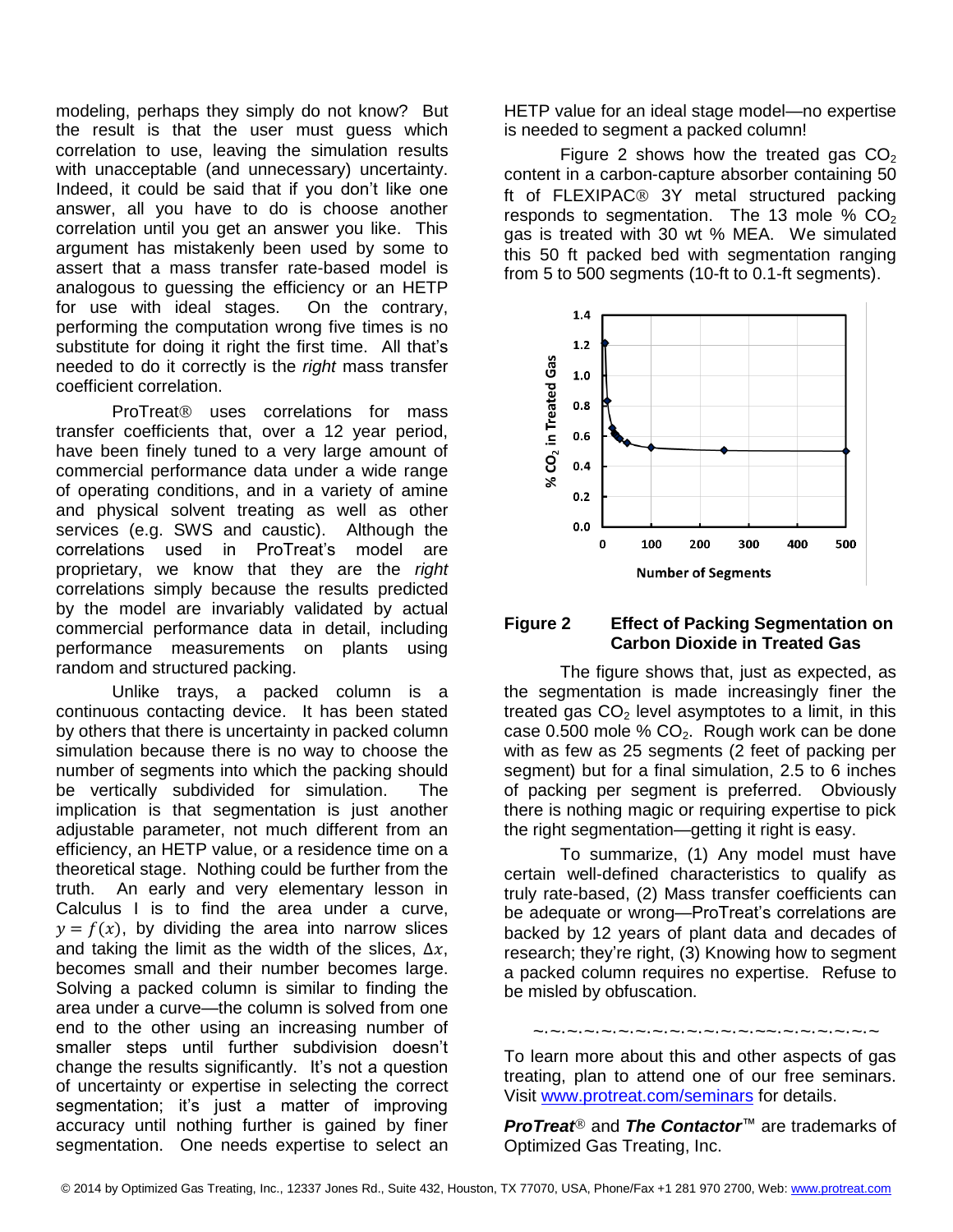modeling, perhaps they simply do not know? But the result is that the user must guess which correlation to use, leaving the simulation results with unacceptable (and unnecessary) uncertainty. Indeed, it could be said that if you don't like one answer, all you have to do is choose another correlation until you get an answer you like. This argument has mistakenly been used by some to assert that a mass transfer rate-based model is analogous to guessing the efficiency or an HETP for use with ideal stages. On the contrary, performing the computation wrong five times is no substitute for doing it right the first time. All that's needed to do it correctly is the *right* mass transfer coefficient correlation.

ProTreat® uses correlations for mass transfer coefficients that, over a 12 year period, have been finely tuned to a very large amount of commercial performance data under a wide range of operating conditions, and in a variety of amine and physical solvent treating as well as other services (e.g. SWS and caustic). Although the correlations used in ProTreat's model are proprietary, we know that they are the *right* correlations simply because the results predicted by the model are invariably validated by actual commercial performance data in detail, including performance measurements on plants using random and structured packing.

Unlike trays, a packed column is a continuous contacting device. It has been stated by others that there is uncertainty in packed column simulation because there is no way to choose the number of segments into which the packing should be vertically subdivided for simulation. The implication is that segmentation is just another adjustable parameter, not much different from an efficiency, an HETP value, or a residence time on a theoretical stage. Nothing could be further from the truth. An early and very elementary lesson in Calculus I is to find the area under a curve, $y = f(x)$, by dividing the area into narrow slices and taking the limit as the width of the slices, $\Delta x$, becomes small and their number becomes large. Solving a packed column is similar to finding the area under a curve—the column is solved from one end to the other using an increasing number of smaller steps until further subdivision doesn't change the results significantly. It's not a question of uncertainty or expertise in selecting the correct segmentation; it's just a matter of improving accuracy until nothing further is gained by finer segmentation. One needs expertise to select an HETP value for an ideal stage model—no expertise is needed to segment a packed column!

Figure 2 shows how the treated gas $CO_2$ content in a carbon-capture absorber containing 50 ft of FLEXIPAC® 3Y metal structured packing responds to segmentation. The 13 mole % $CO_2$ gas is treated with 30 wt % MEA. We simulated this 50 ft packed bed with segmentation ranging from 5 to 500 segments (10-ft to 0.1-ft segments).

% $CO_2$ in Treated Gas
1.4
1.2
1.0
0.8
0.6
0.4
0.2
0.0
0 100 200 300 400 500
Number of Segments

**Figure 2 Effect of Packing Segmentation on Carbon Dioxide in Treated Gas**

The figure shows that, just as expected, as the segmentation is made increasingly finer the treated gas $CO_2$ level asymptotes to a limit, in this case 0.500 mole % $CO_2$. Rough work can be done with as few as 25 segments (2 feet of packing per segment) but for a final simulation, 2.5 to 6 inches of packing per segment is preferred. Obviously there is nothing magic or requiring expertise to pick the right segmentation—getting it right is easy.

To summarize, (1) Any model must have certain well-defined characteristics to qualify as truly rate-based, (2) Mass transfer coefficients can be adequate or wrong—ProTreat's correlations are backed by 12 years of plant data and decades of research; they're right, (3) Knowing how to segment a packed column requires no expertise. Refuse to be misled by obfuscation.

~.~.~.~.~.~.~.~.~.~.~.~.~.~.~~.~.~.~.~.~.~.~

To learn more about this and other aspects of gas treating, plan to attend one of our free seminars. Visit www.protreat.com/seminars for details.

***ProTreat***® and ***The Contactor***™ are trademarks of Optimized Gas Treating, Inc.

© 2014 by Optimized Gas Treating, Inc., 12337 Jones Rd., Suite 432, Houston, TX 77070, USA, Phone/Fax +1 281 970 2700, Web: www.protreat.com